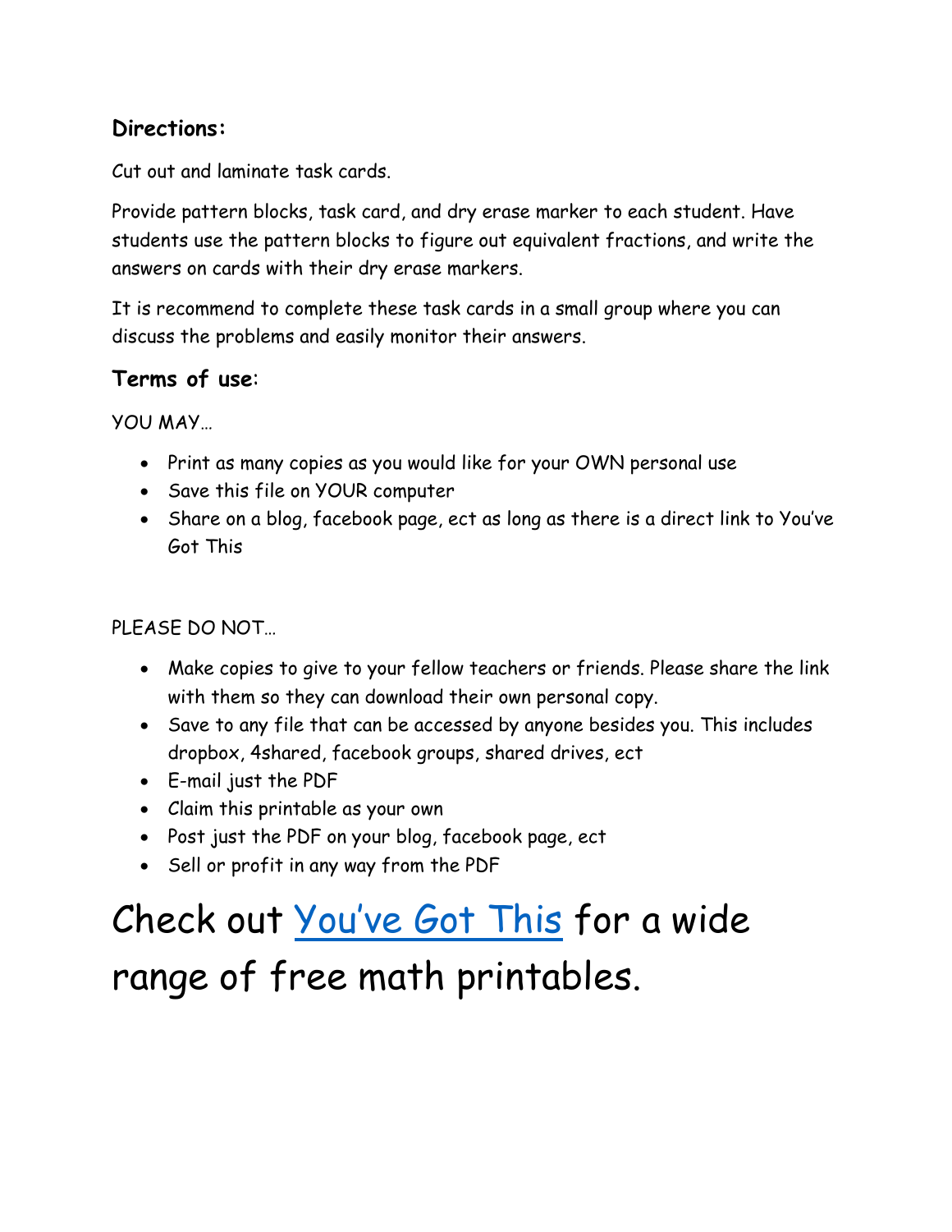### Directions:

Cut out and laminate task cards.

Provide pattern blocks, task card, and dry erase marker to each student. Have students use the pattern blocks to figure out equivalent fractions, and write the answers on cards with their dry erase markers.

It is recommend to complete these task cards in a small group where you can discuss the problems and easily monitor their answers.

### Terms of use:

YOU MAY…

- Print as many copies as you would like for your OWN personal use
- Save this file on YOUR computer
- Share on a blog, facebook page, ect as long as there is a direct link to You've Got This

PLEASE DO NOT…

- Make copies to give to your fellow teachers or friends. Please share the link with them so they can download their own personal copy.
- Save to any file that can be accessed by anyone besides you. This includes dropbox, 4shared, facebook groups, shared drives, ect
- E-mail just the PDF
- Claim this printable as your own
- Post just the PDF on your blog, facebook page, ect
- Sell or profit in any way from the PDF

# Check out You've Got This for a wide range of free math printables.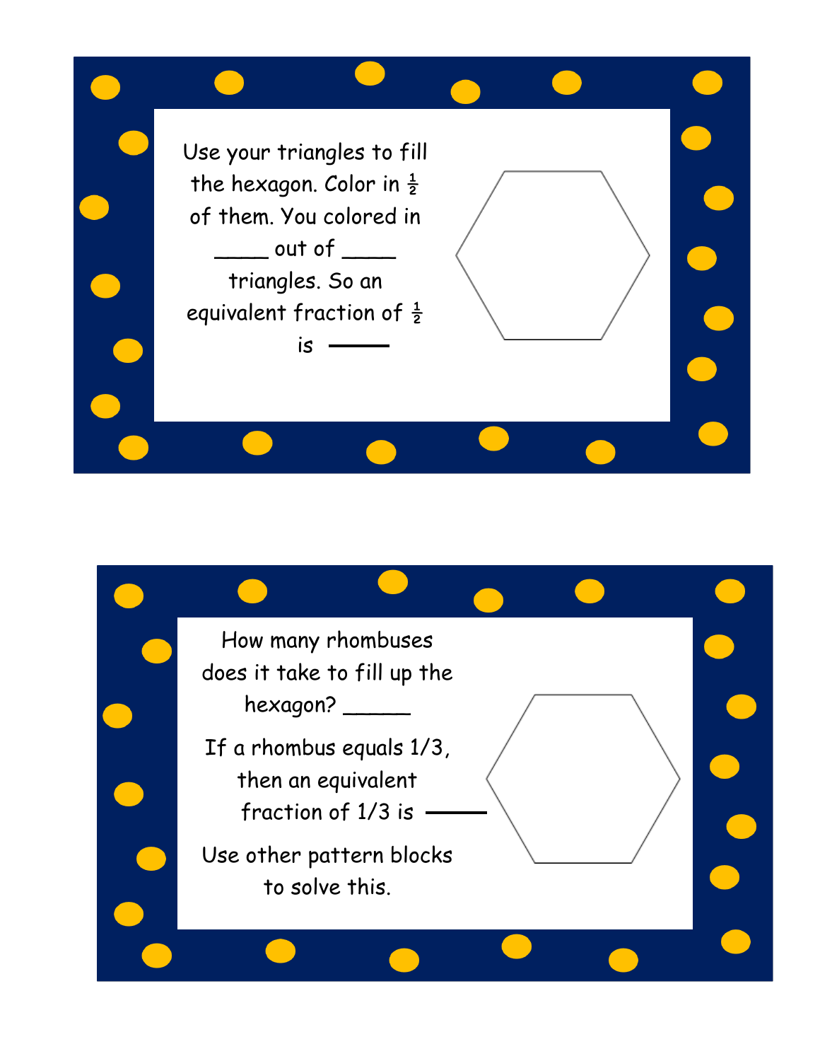Use your triangles to fill the hexagon. Color in $\frac{1}{2}$ of them. You colored in ____ out of ____ triangles. So an equivalent fraction of $\frac{1}{2}$ is ____

How many rhombuses does it take to fill up the hexagon? _____

If a rhombus equals 1/3, then an equivalent fraction of 1/3 is ____

Use other pattern blocks to solve this.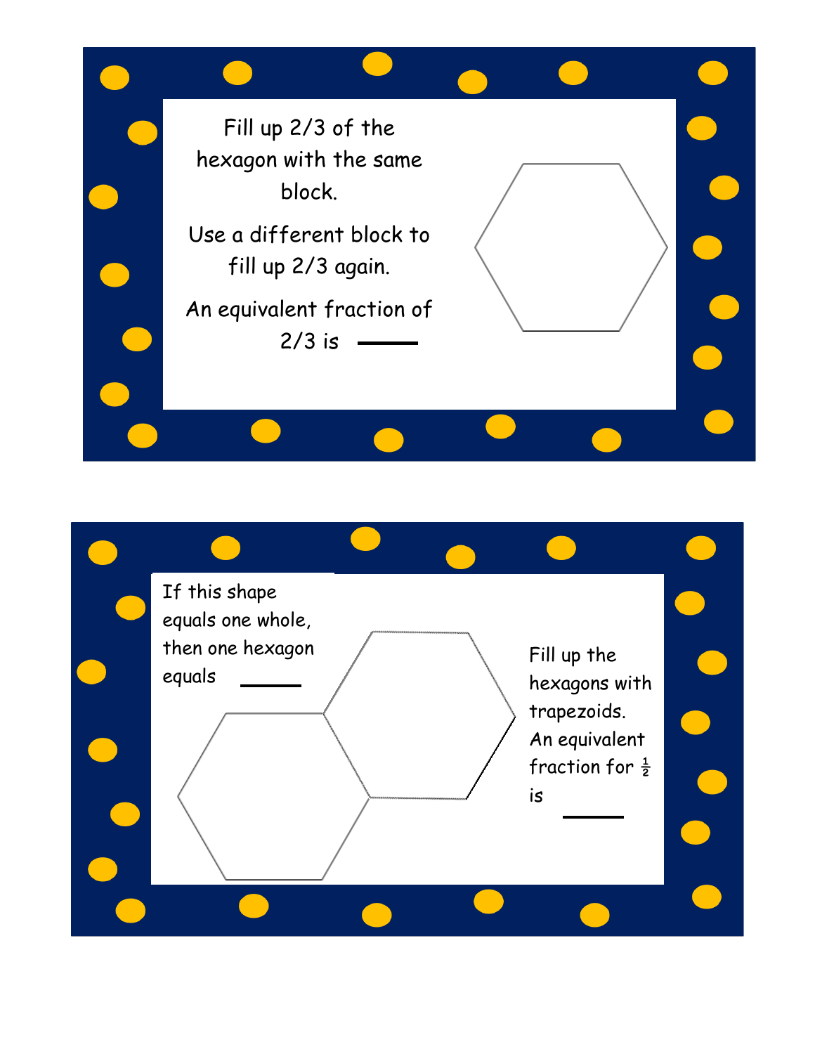Fill up 2/3 of the hexagon with the same block.

Use a different block to fill up 2/3 again.

An equivalent fraction of 2/3 is ______

If this shape equals one whole, then one hexagon equals ______

Fill up the hexagons with trapezoids. An equivalent fraction for $\frac{1}{2}$ is ______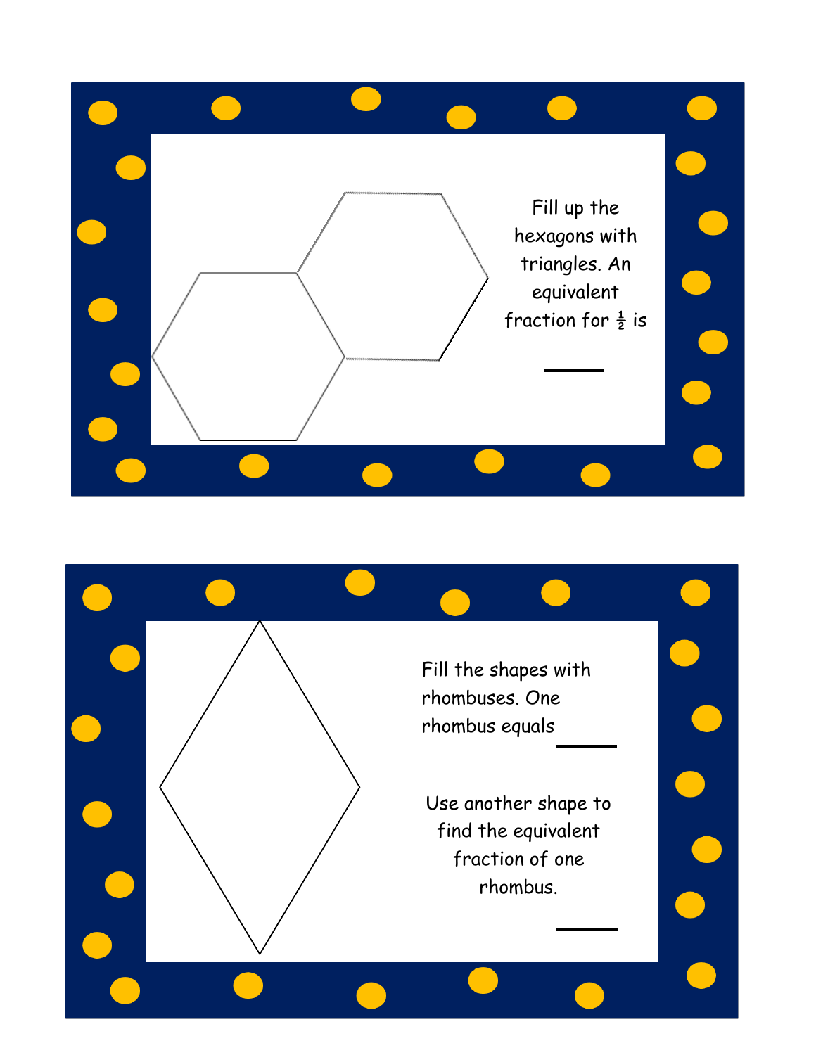Fill up the hexagons with triangles. An equivalent fraction for $\frac{1}{2}$ is

\_\_\_\_\_\_

Fill the shapes with rhombuses. One rhombus equals \_\_\_\_\_\_

Use another shape to find the equivalent fraction of one rhombus.

\_\_\_\_\_\_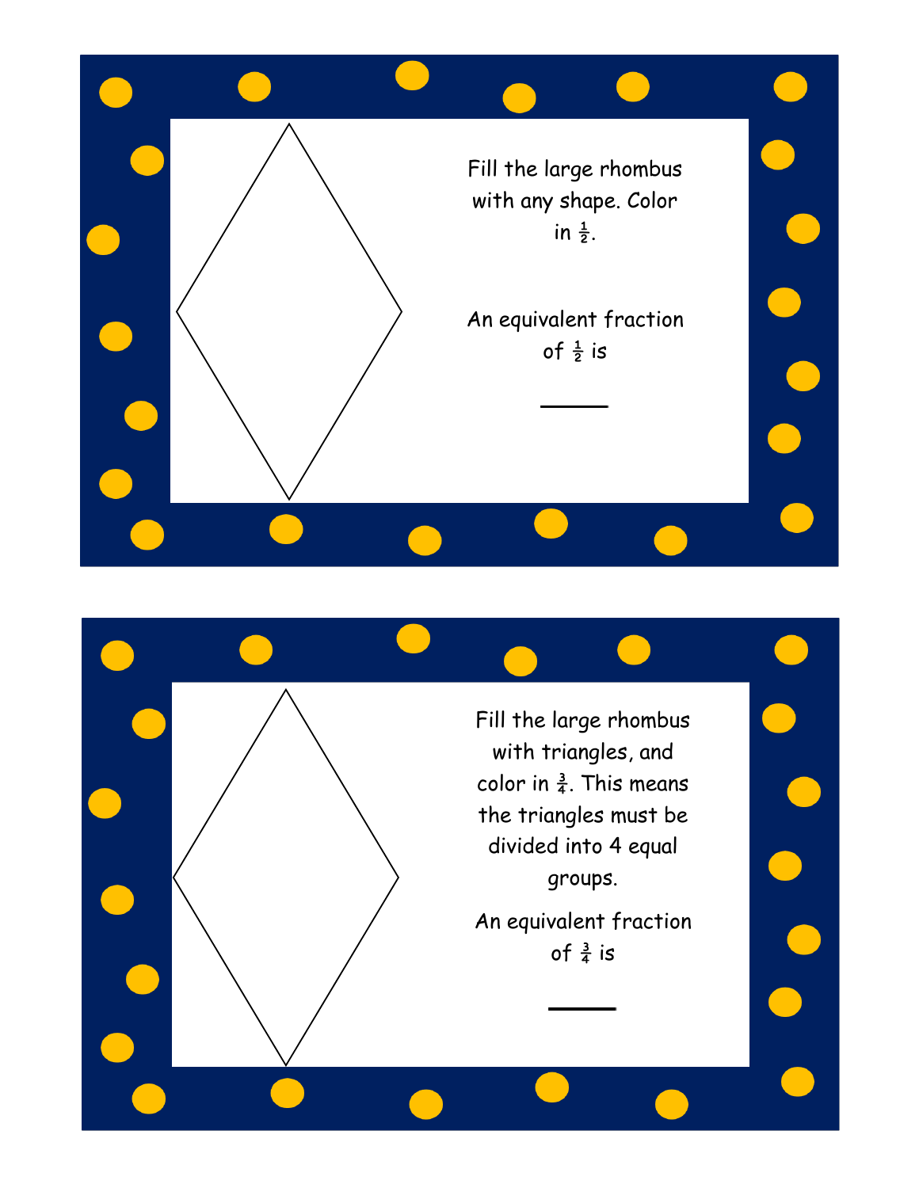Fill the large rhombus with any shape. Color in $\frac{1}{2}$.

An equivalent fraction of $\frac{1}{2}$ is

_____

Fill the large rhombus with triangles, and color in $\frac{3}{4}$. This means the triangles must be divided into 4 equal groups.

An equivalent fraction of $\frac{3}{4}$ is

_____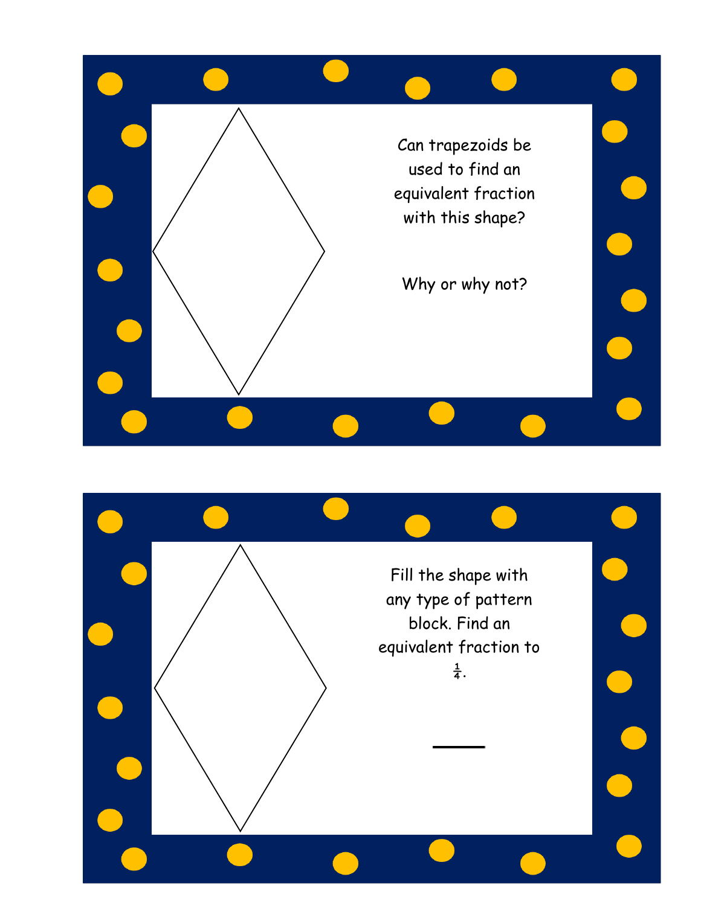Can trapezoids be used to find an equivalent fraction with this shape?

Why or why not?

Fill the shape with any type of pattern block. Find an equivalent fraction to $\frac{1}{4}$.

\_\_\_\_\_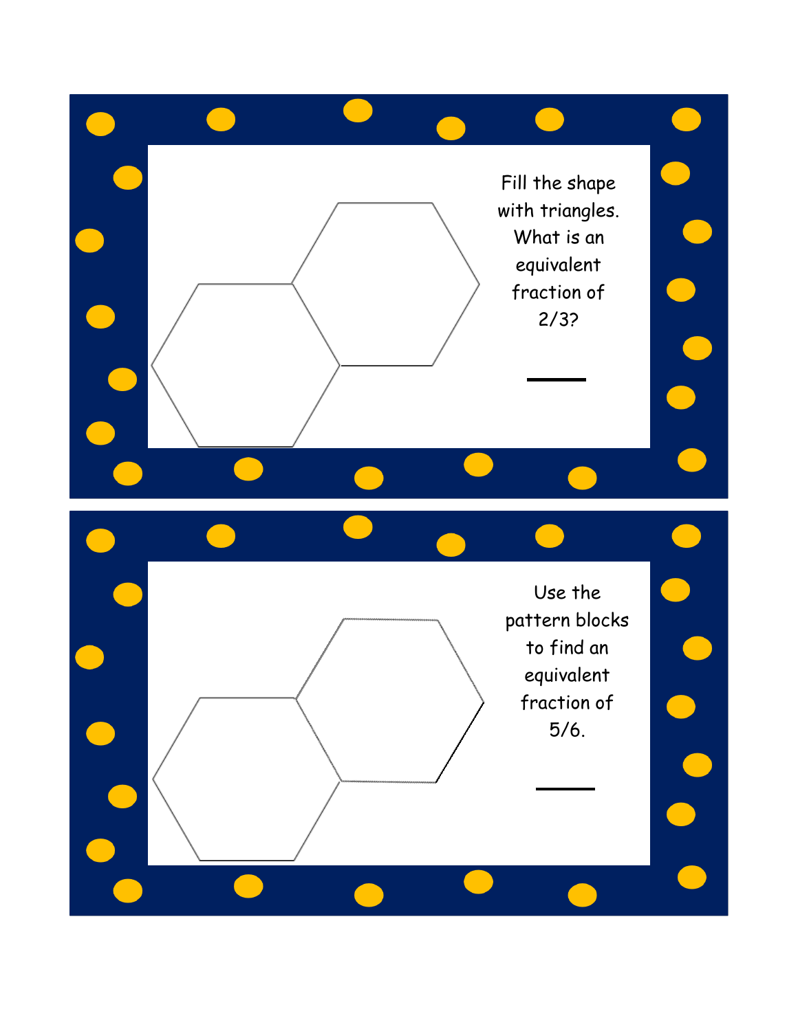Fill the shape with triangles. What is an equivalent fraction of 2/3?

\_\_\_\_

Use the pattern blocks to find an equivalent fraction of 5/6.

\_\_\_\_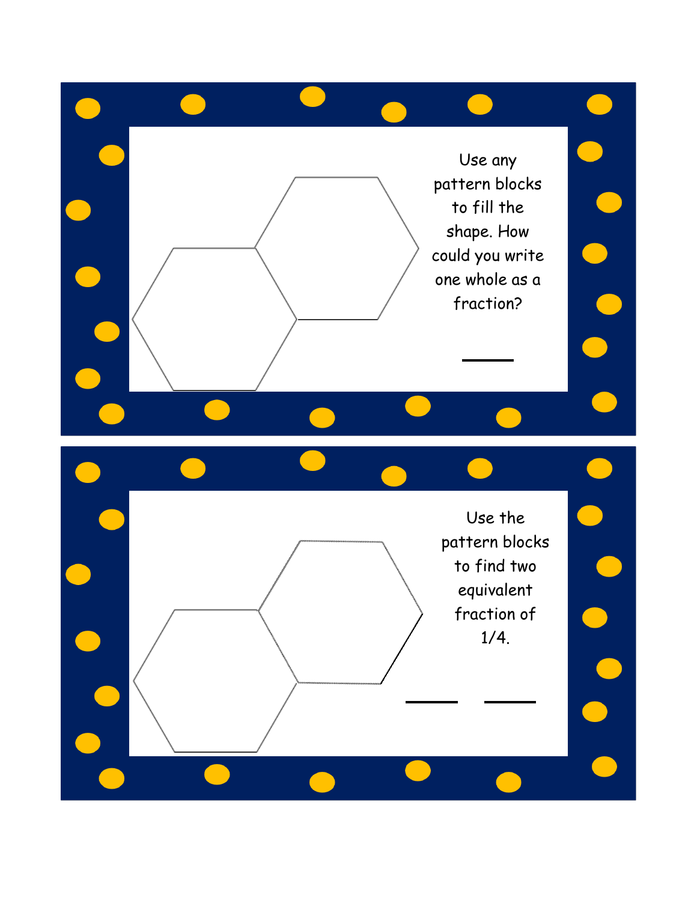Use any pattern blocks to fill the shape. How could you write one whole as a fraction?

\_\_\_\_

Use the pattern blocks to find two equivalent fraction of 1/4.

\_\_\_\_ \_\_\_\_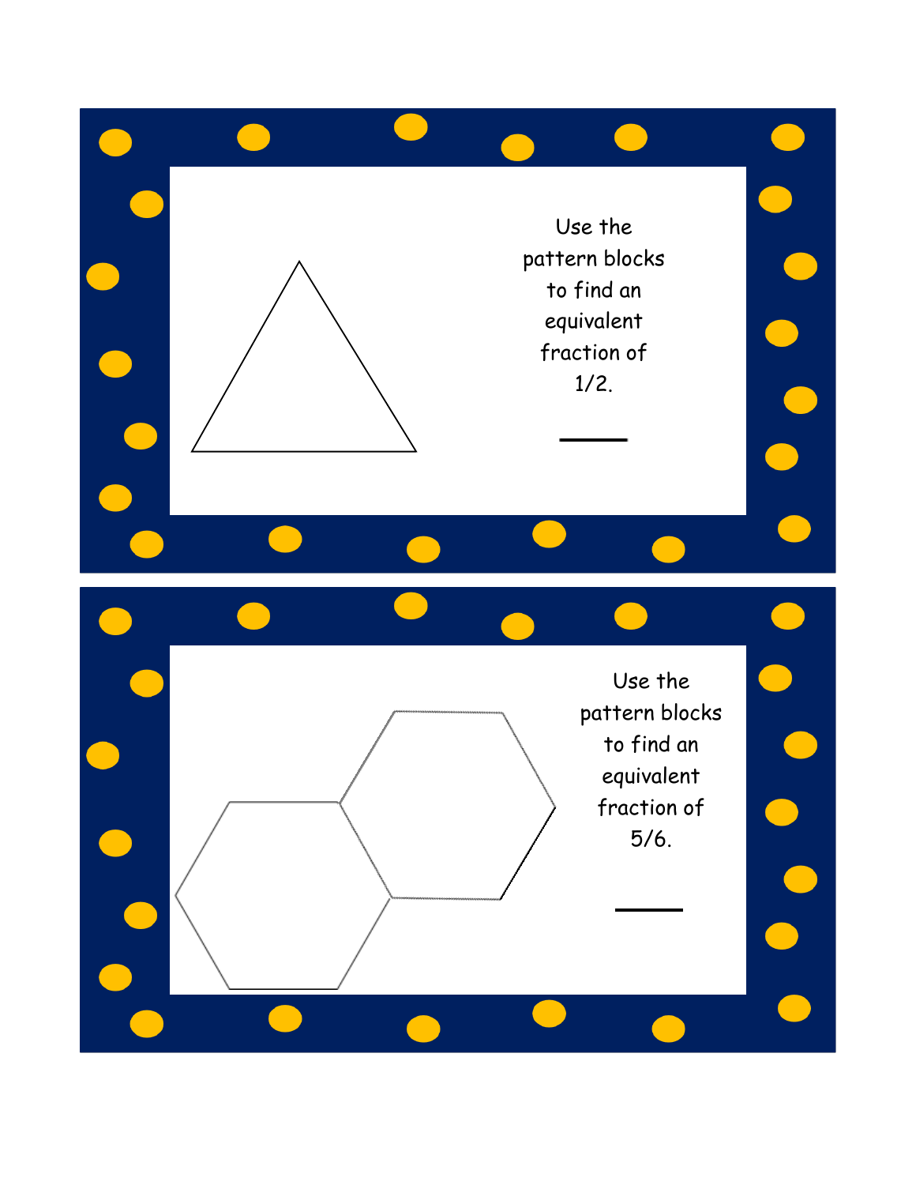Use the pattern blocks to find an equivalent fraction of 1/2.

\_\_\_\_\_

Use the pattern blocks to find an equivalent fraction of 5/6.

\_\_\_\_\_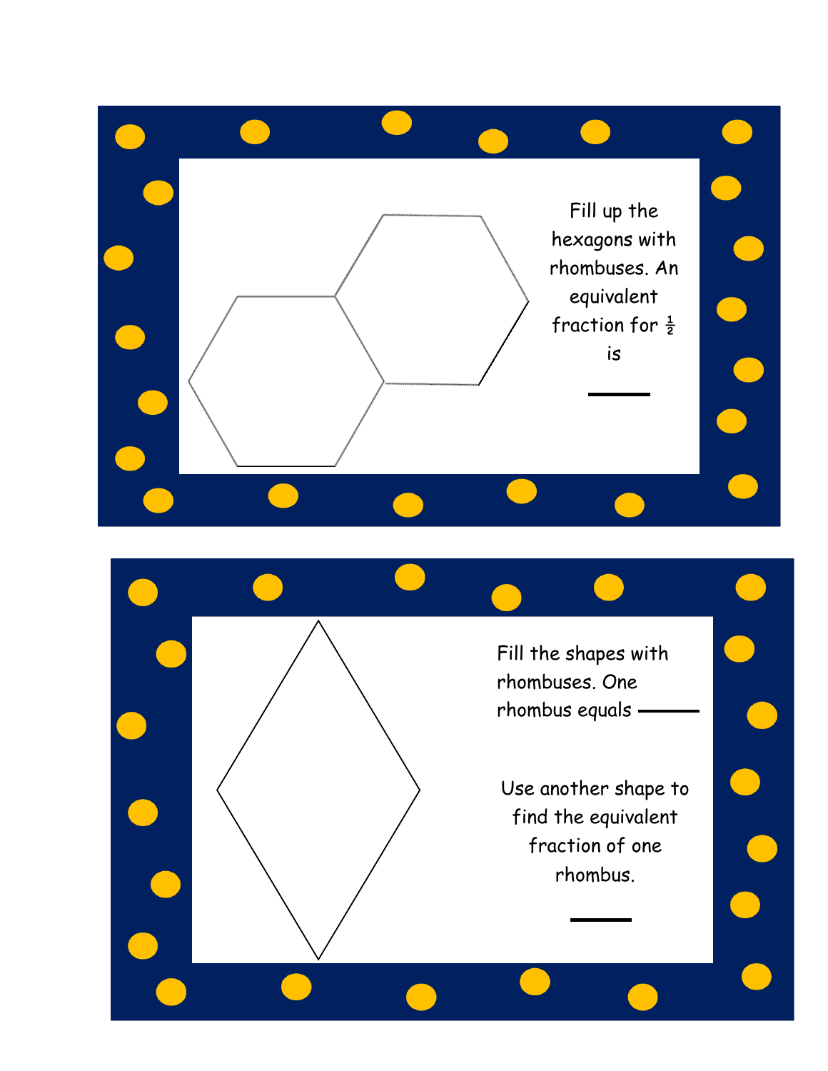Fill up the hexagons with rhombuses. An equivalent fraction for $\frac{1}{2}$ is

\_\_\_\_\_\_

Fill the shapes with rhombuses. One rhombus equals \_\_\_\_\_\_

Use another shape to find the equivalent fraction of one rhombus.

\_\_\_\_\_\_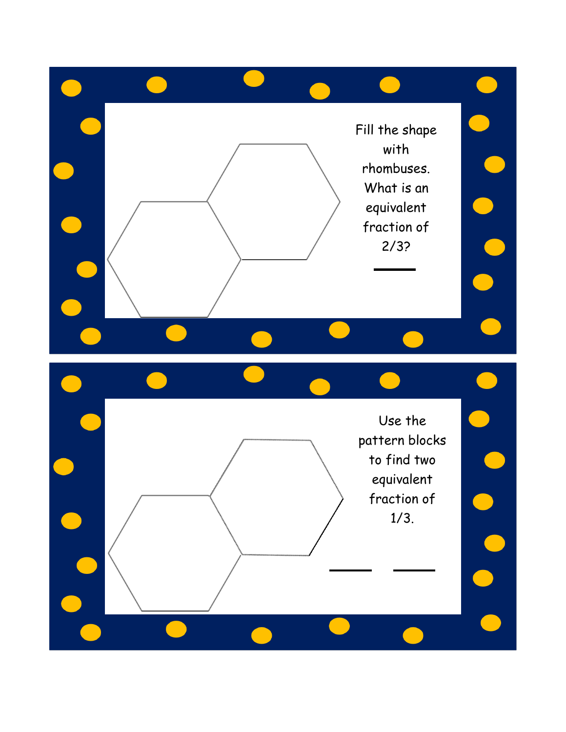Fill the shape with rhombuses. What is an equivalent fraction of 2/3?

\_\_\_\_\_

Use the pattern blocks to find two equivalent fraction of 1/3.

\_\_\_\_\_ \_\_\_\_\_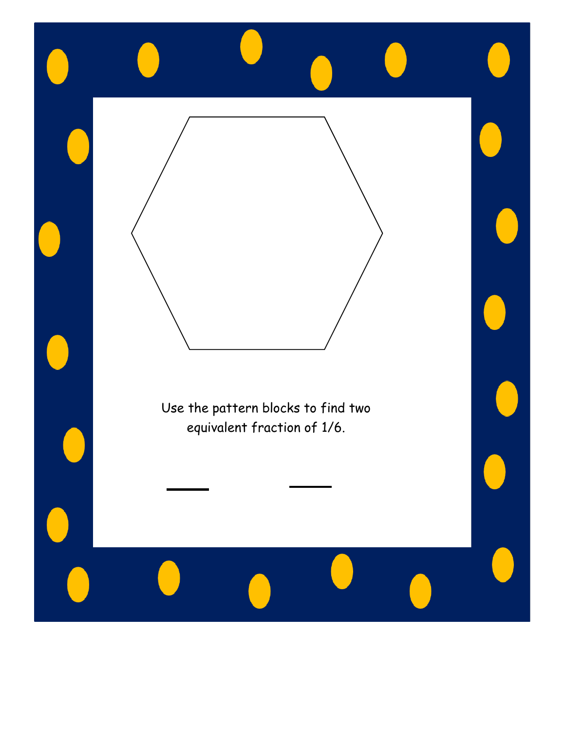Use the pattern blocks to find two equivalent fraction of 1/6.

\_\_\_\_\_ \_\_\_\_\_

Use the pattern blocks to find two equivalent fraction of 1/6.

_____          _____